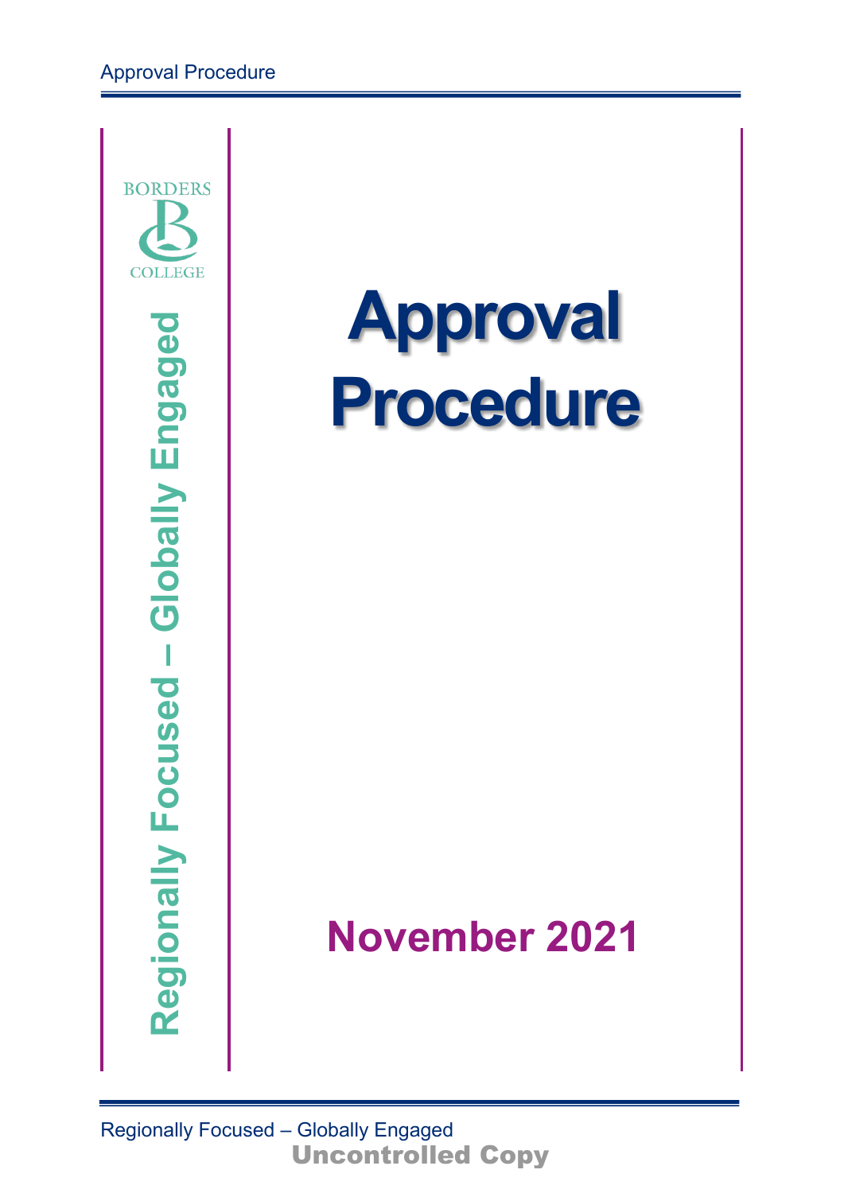BORDERS COLLEGE

Regionally Focused – Globally Engaged

# Approval Procedure

## November 2021

Uncontrolled Copy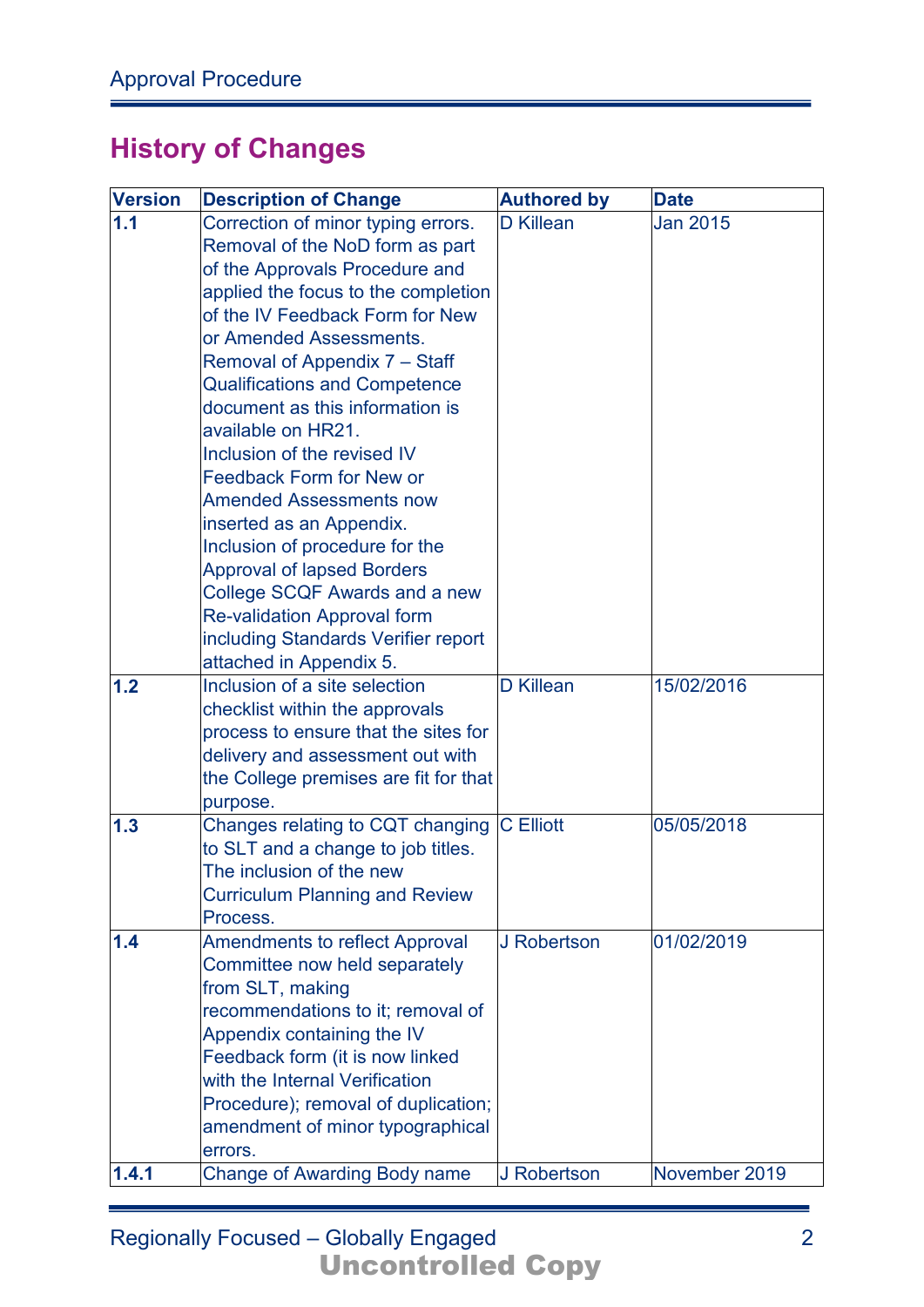## History of Changes

| Version | Description of Change | Authored by | Date |
|---|---|---|---|
| **1.1** | Correction of minor typing errors. Removal of the NoD form as part of the Approvals Procedure and applied the focus to the completion of the IV Feedback Form for New or Amended Assessments. Removal of Appendix 7 – Staff Qualifications and Competence document as this information is available on HR21. Inclusion of the revised IV Feedback Form for New or Amended Assessments now inserted as an Appendix. Inclusion of procedure for the Approval of lapsed Borders College SCQF Awards and a new Re-validation Approval form including Standards Verifier report attached in Appendix 5. | D Killean | Jan 2015 |
| **1.2** | Inclusion of a site selection checklist within the approvals process to ensure that the sites for delivery and assessment out with the College premises are fit for that purpose. | D Killean | 15/02/2016 |
| **1.3** | Changes relating to CQT changing to SLT and a change to job titles. The inclusion of the new Curriculum Planning and Review Process. | C Elliott | 05/05/2018 |
| **1.4** | Amendments to reflect Approval Committee now held separately from SLT, making recommendations to it; removal of Appendix containing the IV Feedback form (it is now linked with the Internal Verification Procedure); removal of duplication; amendment of minor typographical errors. | J Robertson | 01/02/2019 |
| **1.4.1** | Change of Awarding Body name | J Robertson | November 2019 |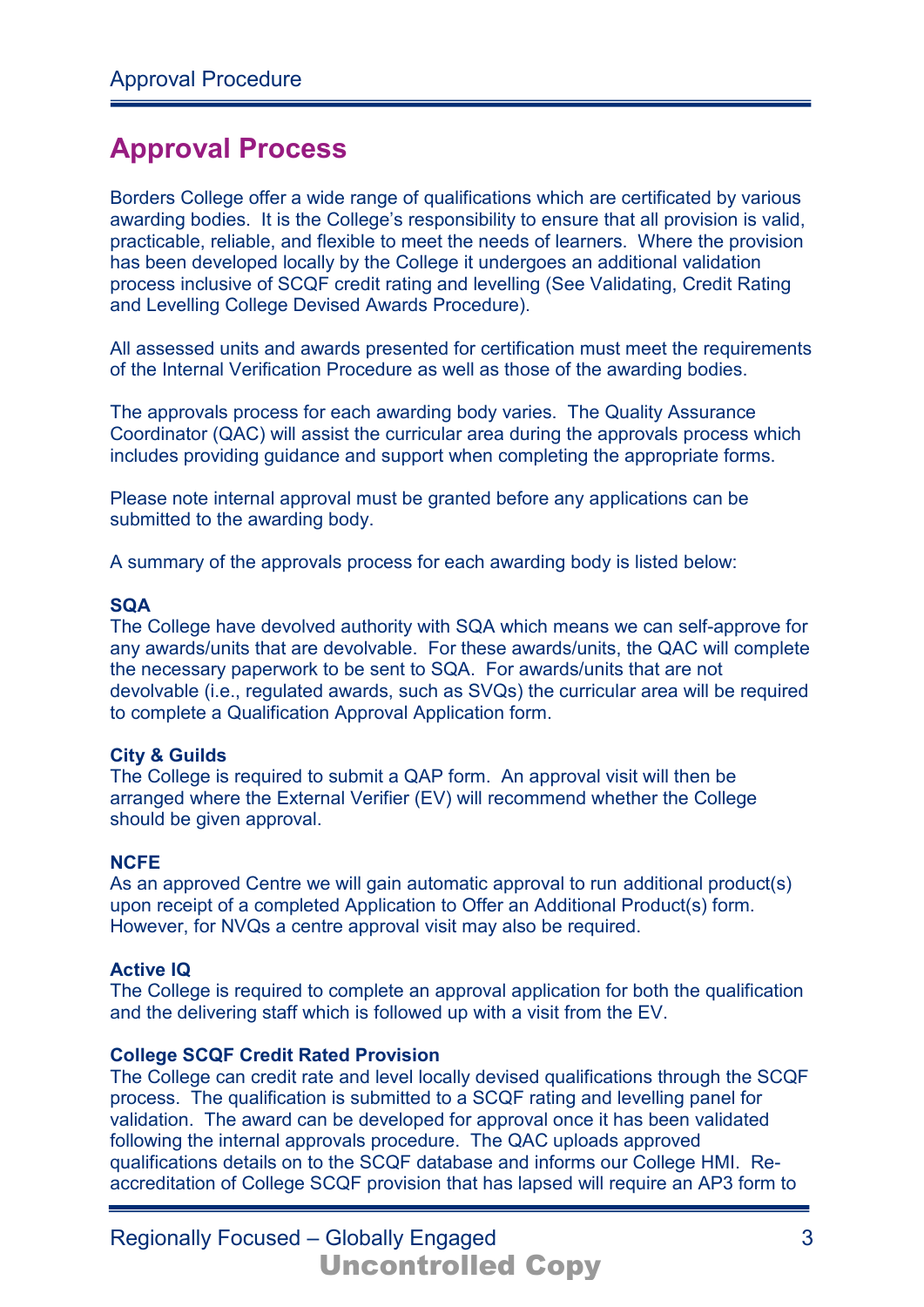## Approval Process

Borders College offer a wide range of qualifications which are certificated by various awarding bodies. It is the College's responsibility to ensure that all provision is valid, practicable, reliable, and flexible to meet the needs of learners. Where the provision has been developed locally by the College it undergoes an additional validation process inclusive of SCQF credit rating and levelling (See Validating, Credit Rating and Levelling College Devised Awards Procedure).

All assessed units and awards presented for certification must meet the requirements of the Internal Verification Procedure as well as those of the awarding bodies.

The approvals process for each awarding body varies. The Quality Assurance Coordinator (QAC) will assist the curricular area during the approvals process which includes providing guidance and support when completing the appropriate forms.

Please note internal approval must be granted before any applications can be submitted to the awarding body.

A summary of the approvals process for each awarding body is listed below:

**SQA**
The College have devolved authority with SQA which means we can self-approve for any awards/units that are devolvable. For these awards/units, the QAC will complete the necessary paperwork to be sent to SQA. For awards/units that are not devolvable (i.e., regulated awards, such as SVQs) the curricular area will be required to complete a Qualification Approval Application form.

**City & Guilds**
The College is required to submit a QAP form. An approval visit will then be arranged where the External Verifier (EV) will recommend whether the College should be given approval.

**NCFE**
As an approved Centre we will gain automatic approval to run additional product(s) upon receipt of a completed Application to Offer an Additional Product(s) form. However, for NVQs a centre approval visit may also be required.

**Active IQ**
The College is required to complete an approval application for both the qualification and the delivering staff which is followed up with a visit from the EV.

**College SCQF Credit Rated Provision**
The College can credit rate and level locally devised qualifications through the SCQF process. The qualification is submitted to a SCQF rating and levelling panel for validation. The award can be developed for approval once it has been validated following the internal approvals procedure. The QAC uploads approved qualifications details on to the SCQF database and informs our College HMI. Re-accreditation of College SCQF provision that has lapsed will require an AP3 form to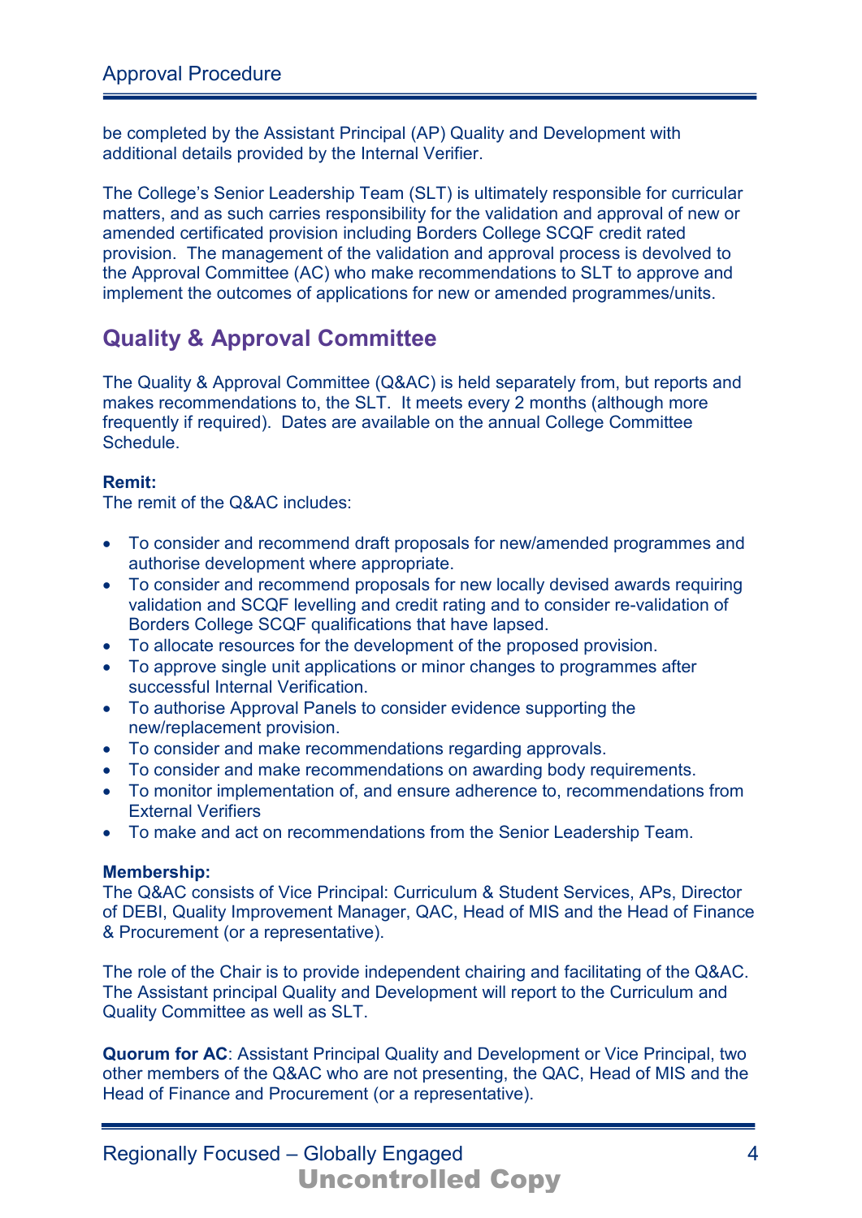be completed by the Assistant Principal (AP) Quality and Development with additional details provided by the Internal Verifier.

The College's Senior Leadership Team (SLT) is ultimately responsible for curricular matters, and as such carries responsibility for the validation and approval of new or amended certificated provision including Borders College SCQF credit rated provision. The management of the validation and approval process is devolved to the Approval Committee (AC) who make recommendations to SLT to approve and implement the outcomes of applications for new or amended programmes/units.

## Quality & Approval Committee

The Quality & Approval Committee (Q&AC) is held separately from, but reports and makes recommendations to, the SLT. It meets every 2 months (although more frequently if required). Dates are available on the annual College Committee Schedule.

**Remit:**
The remit of the Q&AC includes:

- To consider and recommend draft proposals for new/amended programmes and authorise development where appropriate.
- To consider and recommend proposals for new locally devised awards requiring validation and SCQF levelling and credit rating and to consider re-validation of Borders College SCQF qualifications that have lapsed.
- To allocate resources for the development of the proposed provision.
- To approve single unit applications or minor changes to programmes after successful Internal Verification.
- To authorise Approval Panels to consider evidence supporting the new/replacement provision.
- To consider and make recommendations regarding approvals.
- To consider and make recommendations on awarding body requirements.
- To monitor implementation of, and ensure adherence to, recommendations from External Verifiers
- To make and act on recommendations from the Senior Leadership Team.

**Membership:**
The Q&AC consists of Vice Principal: Curriculum & Student Services, APs, Director of DEBI, Quality Improvement Manager, QAC, Head of MIS and the Head of Finance & Procurement (or a representative).

The role of the Chair is to provide independent chairing and facilitating of the Q&AC. The Assistant principal Quality and Development will report to the Curriculum and Quality Committee as well as SLT.

**Quorum for AC**: Assistant Principal Quality and Development or Vice Principal, two other members of the Q&AC who are not presenting, the QAC, Head of MIS and the Head of Finance and Procurement (or a representative).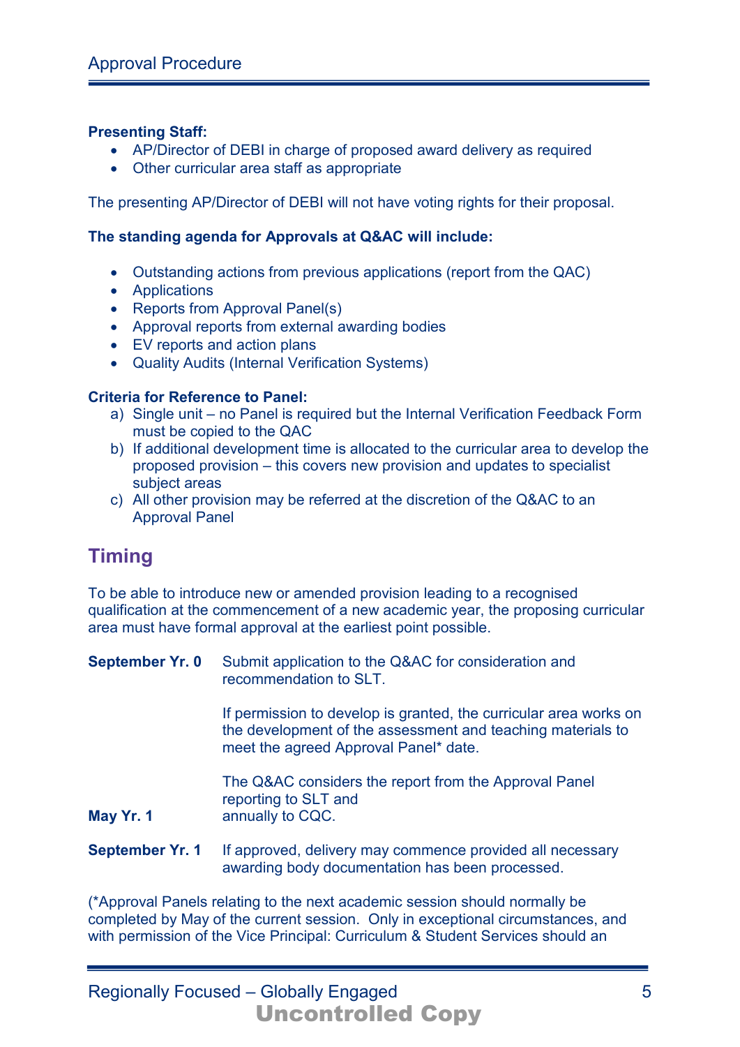**Presenting Staff:**

- AP/Director of DEBI in charge of proposed award delivery as required
- Other curricular area staff as appropriate

The presenting AP/Director of DEBI will not have voting rights for their proposal.

**The standing agenda for Approvals at Q&AC will include:**

- Outstanding actions from previous applications (report from the QAC)
- Applications
- Reports from Approval Panel(s)
- Approval reports from external awarding bodies
- EV reports and action plans
- Quality Audits (Internal Verification Systems)

**Criteria for Reference to Panel:**

a) Single unit – no Panel is required but the Internal Verification Feedback Form must be copied to the QAC
b) If additional development time is allocated to the curricular area to develop the proposed provision – this covers new provision and updates to specialist subject areas
c) All other provision may be referred at the discretion of the Q&AC to an Approval Panel

## Timing

To be able to introduce new or amended provision leading to a recognised qualification at the commencement of a new academic year, the proposing curricular area must have formal approval at the earliest point possible.

**September Yr. 0** Submit application to the Q&AC for consideration and recommendation to SLT.

If permission to develop is granted, the curricular area works on the development of the assessment and teaching materials to meet the agreed Approval Panel* date.

**May Yr. 1** The Q&AC considers the report from the Approval Panel reporting to SLT and annually to CQC.

**September Yr. 1** If approved, delivery may commence provided all necessary awarding body documentation has been processed.

(*Approval Panels relating to the next academic session should normally be completed by May of the current session. Only in exceptional circumstances, and with permission of the Vice Principal: Curriculum & Student Services should an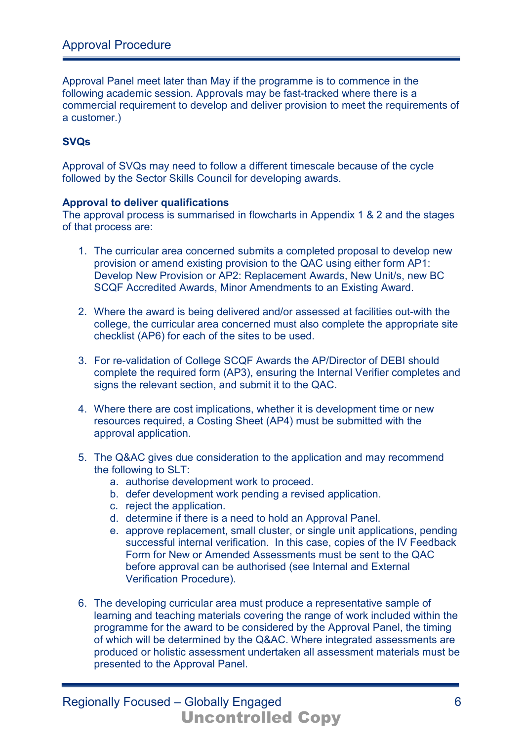Approval Panel meet later than May if the programme is to commence in the following academic session. Approvals may be fast-tracked where there is a commercial requirement to develop and deliver provision to meet the requirements of a customer.)

**SVQs**

Approval of SVQs may need to follow a different timescale because of the cycle followed by the Sector Skills Council for developing awards.

**Approval to deliver qualifications**

The approval process is summarised in flowcharts in Appendix 1 & 2 and the stages of that process are:

1. The curricular area concerned submits a completed proposal to develop new provision or amend existing provision to the QAC using either form AP1: Develop New Provision or AP2: Replacement Awards, New Unit/s, new BC SCQF Accredited Awards, Minor Amendments to an Existing Award.

2. Where the award is being delivered and/or assessed at facilities out-with the college, the curricular area concerned must also complete the appropriate site checklist (AP6) for each of the sites to be used.

3. For re-validation of College SCQF Awards the AP/Director of DEBI should complete the required form (AP3), ensuring the Internal Verifier completes and signs the relevant section, and submit it to the QAC.

4. Where there are cost implications, whether it is development time or new resources required, a Costing Sheet (AP4) must be submitted with the approval application.

5. The Q&AC gives due consideration to the application and may recommend the following to SLT:
   a. authorise development work to proceed.
   b. defer development work pending a revised application.
   c. reject the application.
   d. determine if there is a need to hold an Approval Panel.
   e. approve replacement, small cluster, or single unit applications, pending successful internal verification. In this case, copies of the IV Feedback Form for New or Amended Assessments must be sent to the QAC before approval can be authorised (see Internal and External Verification Procedure).

6. The developing curricular area must produce a representative sample of learning and teaching materials covering the range of work included within the programme for the award to be considered by the Approval Panel, the timing of which will be determined by the Q&AC. Where integrated assessments are produced or holistic assessment undertaken all assessment materials must be presented to the Approval Panel.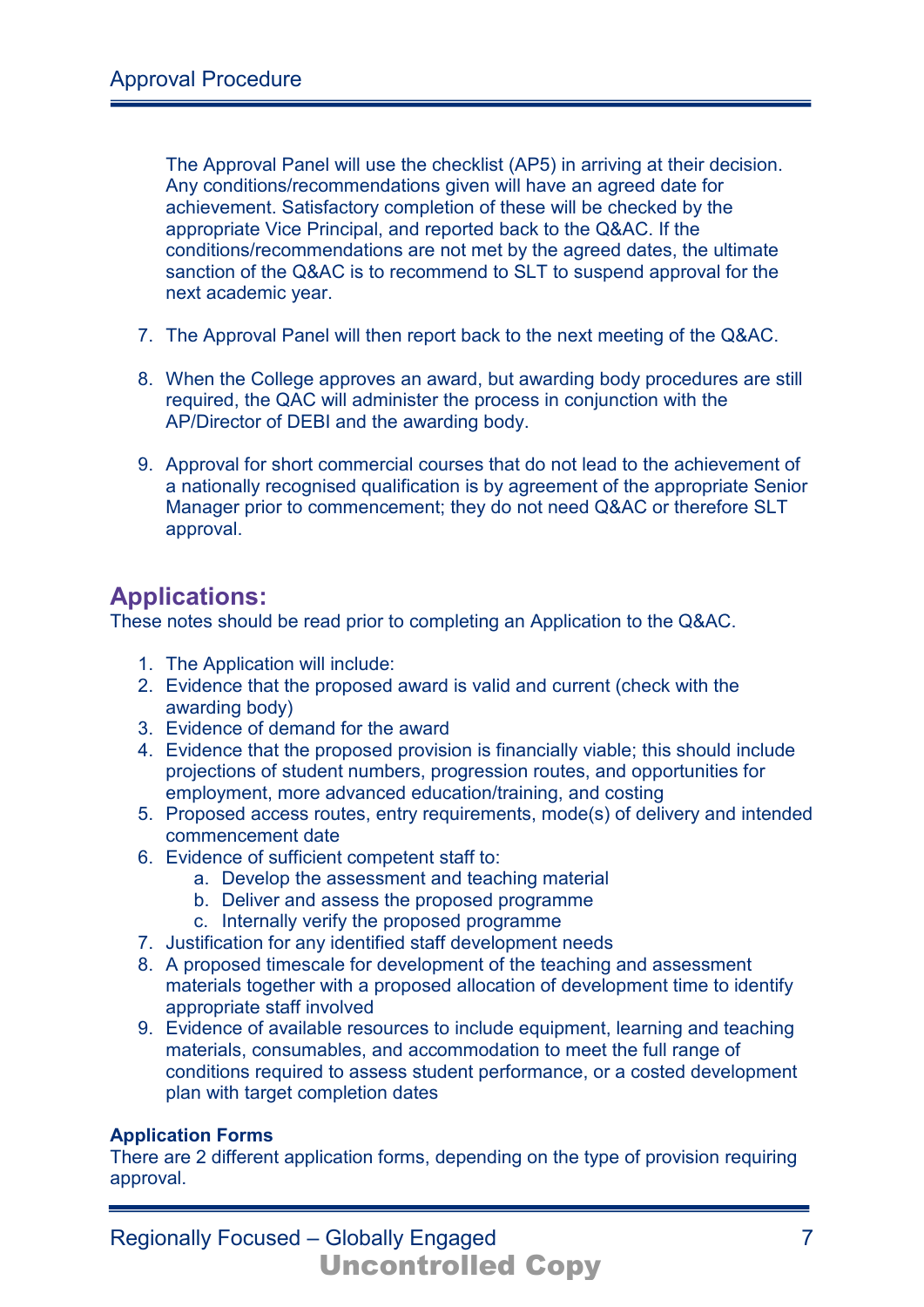The Approval Panel will use the checklist (AP5) in arriving at their decision. Any conditions/recommendations given will have an agreed date for achievement. Satisfactory completion of these will be checked by the appropriate Vice Principal, and reported back to the Q&AC. If the conditions/recommendations are not met by the agreed dates, the ultimate sanction of the Q&AC is to recommend to SLT to suspend approval for the next academic year.

7. The Approval Panel will then report back to the next meeting of the Q&AC.

8. When the College approves an award, but awarding body procedures are still required, the QAC will administer the process in conjunction with the AP/Director of DEBI and the awarding body.

9. Approval for short commercial courses that do not lead to the achievement of a nationally recognised qualification is by agreement of the appropriate Senior Manager prior to commencement; they do not need Q&AC or therefore SLT approval.

## Applications:

These notes should be read prior to completing an Application to the Q&AC.

1. The Application will include:
2. Evidence that the proposed award is valid and current (check with the awarding body)
3. Evidence of demand for the award
4. Evidence that the proposed provision is financially viable; this should include projections of student numbers, progression routes, and opportunities for employment, more advanced education/training, and costing
5. Proposed access routes, entry requirements, mode(s) of delivery and intended commencement date
6. Evidence of sufficient competent staff to:
   a. Develop the assessment and teaching material
   b. Deliver and assess the proposed programme
   c. Internally verify the proposed programme
7. Justification for any identified staff development needs
8. A proposed timescale for development of the teaching and assessment materials together with a proposed allocation of development time to identify appropriate staff involved
9. Evidence of available resources to include equipment, learning and teaching materials, consumables, and accommodation to meet the full range of conditions required to assess student performance, or a costed development plan with target completion dates

**Application Forms**

There are 2 different application forms, depending on the type of provision requiring approval.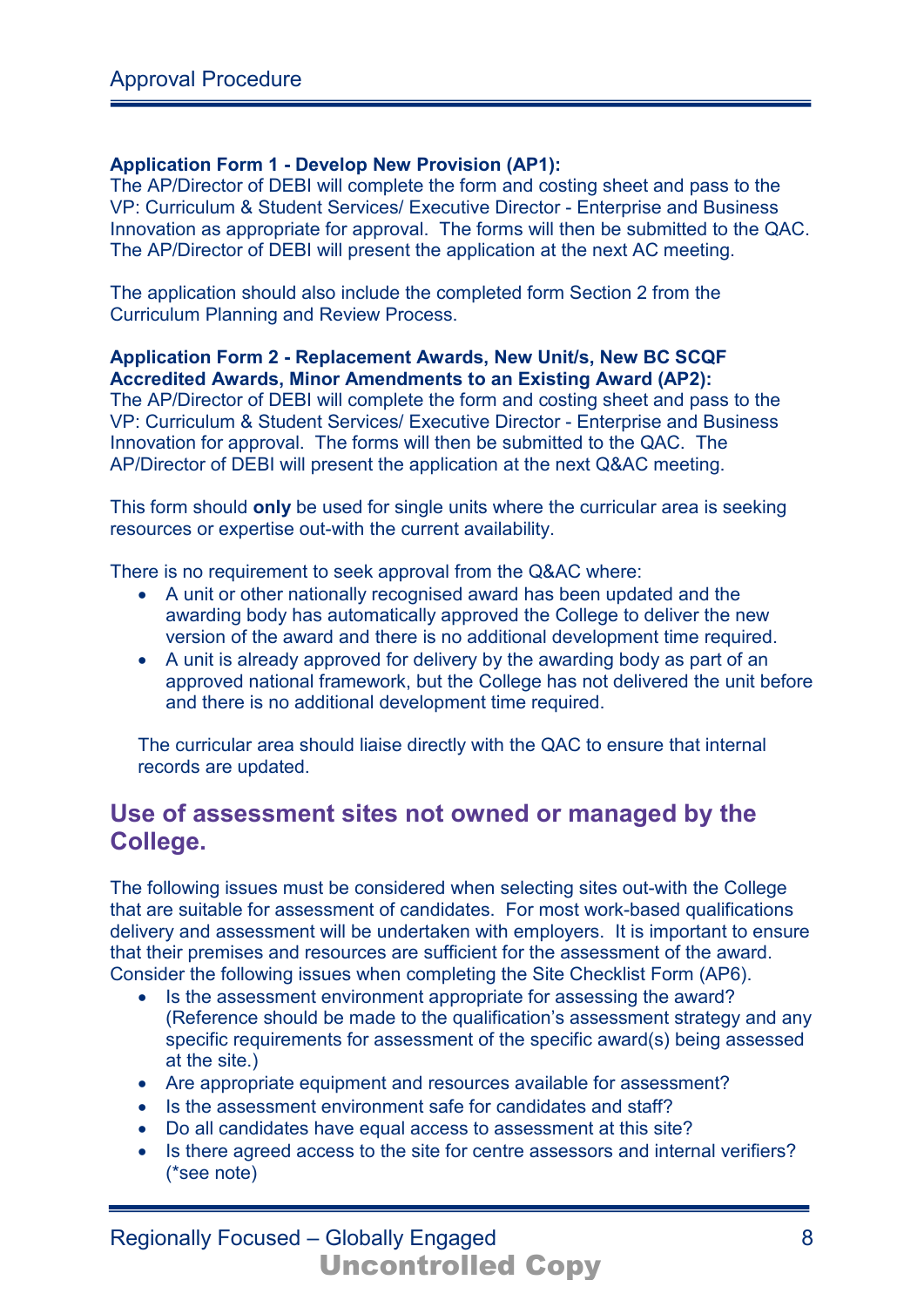**Application Form 1 - Develop New Provision (AP1):**
The AP/Director of DEBI will complete the form and costing sheet and pass to the VP: Curriculum & Student Services/ Executive Director - Enterprise and Business Innovation as appropriate for approval. The forms will then be submitted to the QAC. The AP/Director of DEBI will present the application at the next AC meeting.

The application should also include the completed form Section 2 from the Curriculum Planning and Review Process.

**Application Form 2 - Replacement Awards, New Unit/s, New BC SCQF Accredited Awards, Minor Amendments to an Existing Award (AP2):**
The AP/Director of DEBI will complete the form and costing sheet and pass to the VP: Curriculum & Student Services/ Executive Director - Enterprise and Business Innovation for approval. The forms will then be submitted to the QAC. The AP/Director of DEBI will present the application at the next Q&AC meeting.

This form should **only** be used for single units where the curricular area is seeking resources or expertise out-with the current availability.

There is no requirement to seek approval from the Q&AC where:

- A unit or other nationally recognised award has been updated and the awarding body has automatically approved the College to deliver the new version of the award and there is no additional development time required.
- A unit is already approved for delivery by the awarding body as part of an approved national framework, but the College has not delivered the unit before and there is no additional development time required.

The curricular area should liaise directly with the QAC to ensure that internal records are updated.

## Use of assessment sites not owned or managed by the College.

The following issues must be considered when selecting sites out-with the College that are suitable for assessment of candidates. For most work-based qualifications delivery and assessment will be undertaken with employers. It is important to ensure that their premises and resources are sufficient for the assessment of the award. Consider the following issues when completing the Site Checklist Form (AP6).

- Is the assessment environment appropriate for assessing the award? (Reference should be made to the qualification's assessment strategy and any specific requirements for assessment of the specific award(s) being assessed at the site.)
- Are appropriate equipment and resources available for assessment?
- Is the assessment environment safe for candidates and staff?
- Do all candidates have equal access to assessment at this site?
- Is there agreed access to the site for centre assessors and internal verifiers? (*see note)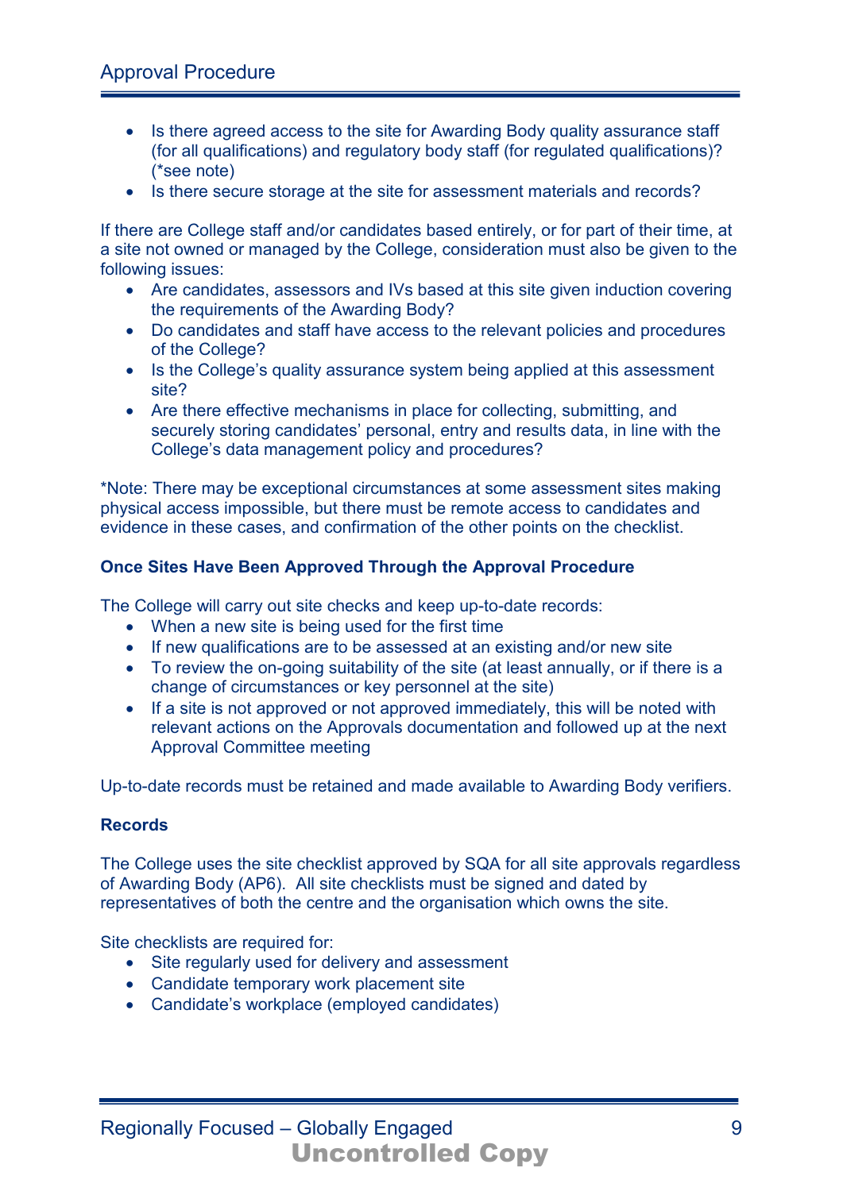- Is there agreed access to the site for Awarding Body quality assurance staff (for all qualifications) and regulatory body staff (for regulated qualifications)? (*see note)
- Is there secure storage at the site for assessment materials and records?

If there are College staff and/or candidates based entirely, or for part of their time, at a site not owned or managed by the College, consideration must also be given to the following issues:

- Are candidates, assessors and IVs based at this site given induction covering the requirements of the Awarding Body?
- Do candidates and staff have access to the relevant policies and procedures of the College?
- Is the College's quality assurance system being applied at this assessment site?
- Are there effective mechanisms in place for collecting, submitting, and securely storing candidates' personal, entry and results data, in line with the College's data management policy and procedures?

*Note: There may be exceptional circumstances at some assessment sites making physical access impossible, but there must be remote access to candidates and evidence in these cases, and confirmation of the other points on the checklist.

**Once Sites Have Been Approved Through the Approval Procedure**

The College will carry out site checks and keep up-to-date records:

- When a new site is being used for the first time
- If new qualifications are to be assessed at an existing and/or new site
- To review the on-going suitability of the site (at least annually, or if there is a change of circumstances or key personnel at the site)
- If a site is not approved or not approved immediately, this will be noted with relevant actions on the Approvals documentation and followed up at the next Approval Committee meeting

Up-to-date records must be retained and made available to Awarding Body verifiers.

**Records**

The College uses the site checklist approved by SQA for all site approvals regardless of Awarding Body (AP6). All site checklists must be signed and dated by representatives of both the centre and the organisation which owns the site.

Site checklists are required for:

- Site regularly used for delivery and assessment
- Candidate temporary work placement site
- Candidate's workplace (employed candidates)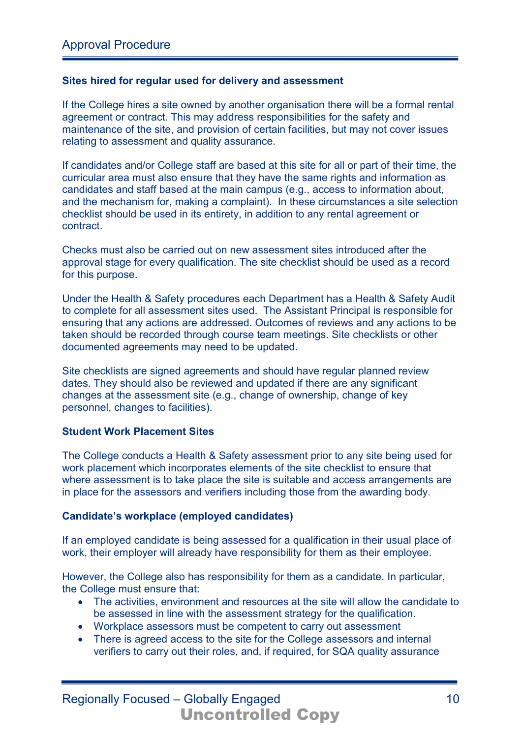**Sites hired for regular used for delivery and assessment**

If the College hires a site owned by another organisation there will be a formal rental agreement or contract. This may address responsibilities for the safety and maintenance of the site, and provision of certain facilities, but may not cover issues relating to assessment and quality assurance.

If candidates and/or College staff are based at this site for all or part of their time, the curricular area must also ensure that they have the same rights and information as candidates and staff based at the main campus (e.g., access to information about, and the mechanism for, making a complaint). In these circumstances a site selection checklist should be used in its entirety, in addition to any rental agreement or contract.

Checks must also be carried out on new assessment sites introduced after the approval stage for every qualification. The site checklist should be used as a record for this purpose.

Under the Health & Safety procedures each Department has a Health & Safety Audit to complete for all assessment sites used. The Assistant Principal is responsible for ensuring that any actions are addressed. Outcomes of reviews and any actions to be taken should be recorded through course team meetings. Site checklists or other documented agreements may need to be updated.

Site checklists are signed agreements and should have regular planned review dates. They should also be reviewed and updated if there are any significant changes at the assessment site (e.g., change of ownership, change of key personnel, changes to facilities).

**Student Work Placement Sites**

The College conducts a Health & Safety assessment prior to any site being used for work placement which incorporates elements of the site checklist to ensure that where assessment is to take place the site is suitable and access arrangements are in place for the assessors and verifiers including those from the awarding body.

**Candidate's workplace (employed candidates)**

If an employed candidate is being assessed for a qualification in their usual place of work, their employer will already have responsibility for them as their employee.

However, the College also has responsibility for them as a candidate. In particular, the College must ensure that:

- The activities, environment and resources at the site will allow the candidate to be assessed in line with the assessment strategy for the qualification.
- Workplace assessors must be competent to carry out assessment
- There is agreed access to the site for the College assessors and internal verifiers to carry out their roles, and, if required, for SQA quality assurance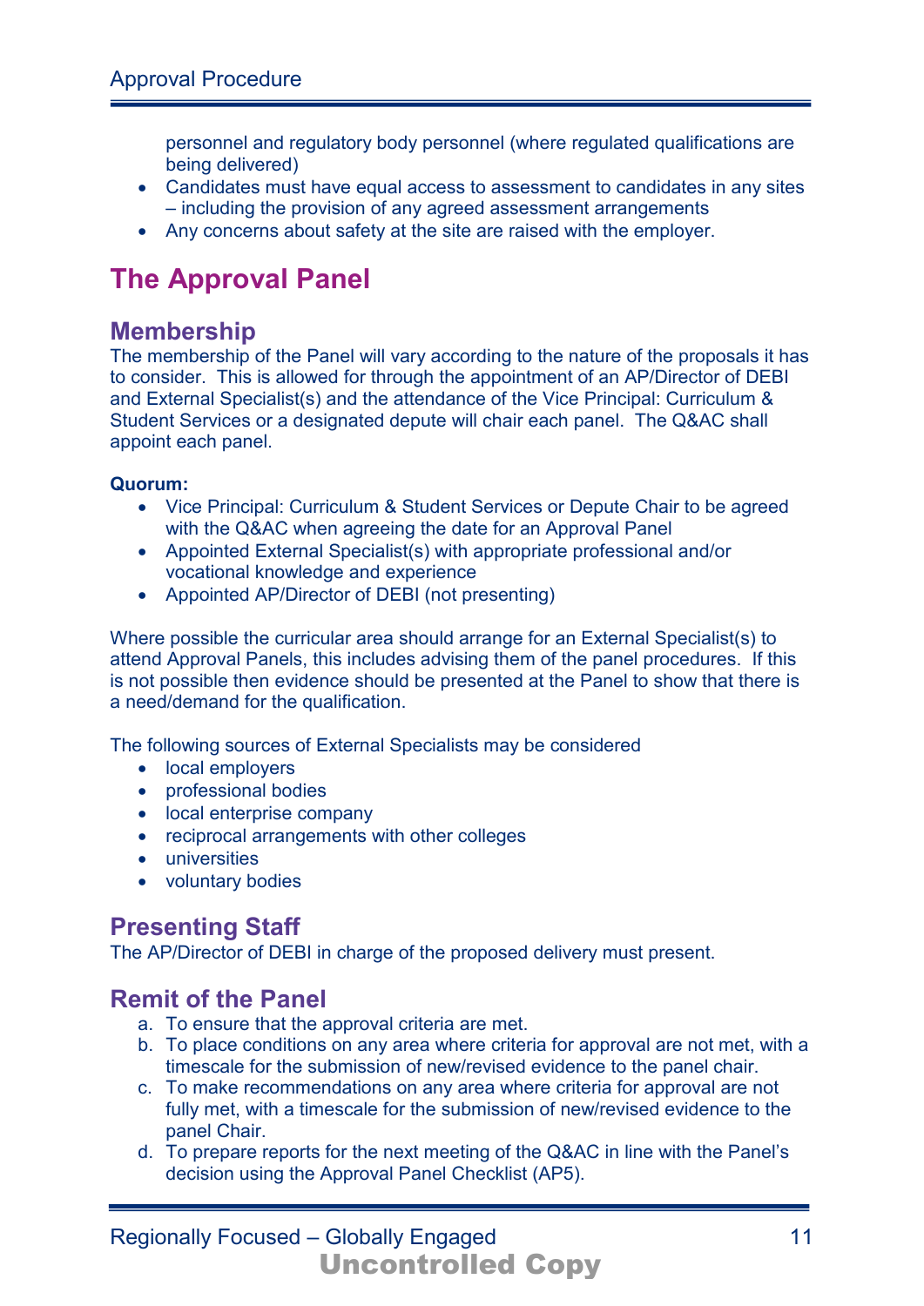personnel and regulatory body personnel (where regulated qualifications are being delivered)
- Candidates must have equal access to assessment to candidates in any sites – including the provision of any agreed assessment arrangements
- Any concerns about safety at the site are raised with the employer.

# The Approval Panel

## Membership

The membership of the Panel will vary according to the nature of the proposals it has to consider. This is allowed for through the appointment of an AP/Director of DEBI and External Specialist(s) and the attendance of the Vice Principal: Curriculum & Student Services or a designated depute will chair each panel. The Q&AC shall appoint each panel.

**Quorum:**

- Vice Principal: Curriculum & Student Services or Depute Chair to be agreed with the Q&AC when agreeing the date for an Approval Panel
- Appointed External Specialist(s) with appropriate professional and/or vocational knowledge and experience
- Appointed AP/Director of DEBI (not presenting)

Where possible the curricular area should arrange for an External Specialist(s) to attend Approval Panels, this includes advising them of the panel procedures. If this is not possible then evidence should be presented at the Panel to show that there is a need/demand for the qualification.

The following sources of External Specialists may be considered

- local employers
- professional bodies
- local enterprise company
- reciprocal arrangements with other colleges
- universities
- voluntary bodies

## Presenting Staff

The AP/Director of DEBI in charge of the proposed delivery must present.

## Remit of the Panel

a. To ensure that the approval criteria are met.
b. To place conditions on any area where criteria for approval are not met, with a timescale for the submission of new/revised evidence to the panel chair.
c. To make recommendations on any area where criteria for approval are not fully met, with a timescale for the submission of new/revised evidence to the panel Chair.
d. To prepare reports for the next meeting of the Q&AC in line with the Panel's decision using the Approval Panel Checklist (AP5).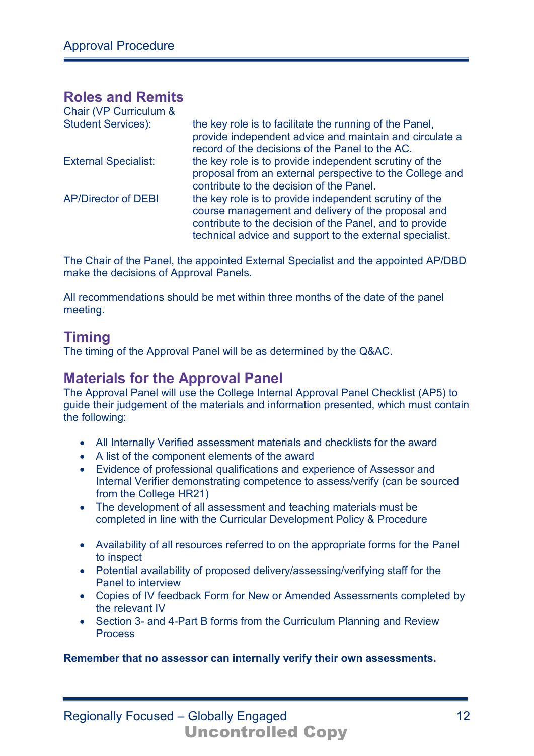## Roles and Remits

| | |
|---|---|
| Chair (VP Curriculum & Student Services): | the key role is to facilitate the running of the Panel, provide independent advice and maintain and circulate a record of the decisions of the Panel to the AC. |
| External Specialist: | the key role is to provide independent scrutiny of the proposal from an external perspective to the College and contribute to the decision of the Panel. |
| AP/Director of DEBI | the key role is to provide independent scrutiny of the course management and delivery of the proposal and contribute to the decision of the Panel, and to provide technical advice and support to the external specialist. |

The Chair of the Panel, the appointed External Specialist and the appointed AP/DBD make the decisions of Approval Panels.

All recommendations should be met within three months of the date of the panel meeting.

## Timing

The timing of the Approval Panel will be as determined by the Q&AC.

## Materials for the Approval Panel

The Approval Panel will use the College Internal Approval Panel Checklist (AP5) to guide their judgement of the materials and information presented, which must contain the following:

- All Internally Verified assessment materials and checklists for the award
- A list of the component elements of the award
- Evidence of professional qualifications and experience of Assessor and Internal Verifier demonstrating competence to assess/verify (can be sourced from the College HR21)
- The development of all assessment and teaching materials must be completed in line with the Curricular Development Policy & Procedure
- Availability of all resources referred to on the appropriate forms for the Panel to inspect
- Potential availability of proposed delivery/assessing/verifying staff for the Panel to interview
- Copies of IV feedback Form for New or Amended Assessments completed by the relevant IV
- Section 3- and 4-Part B forms from the Curriculum Planning and Review Process

**Remember that no assessor can internally verify their own assessments.**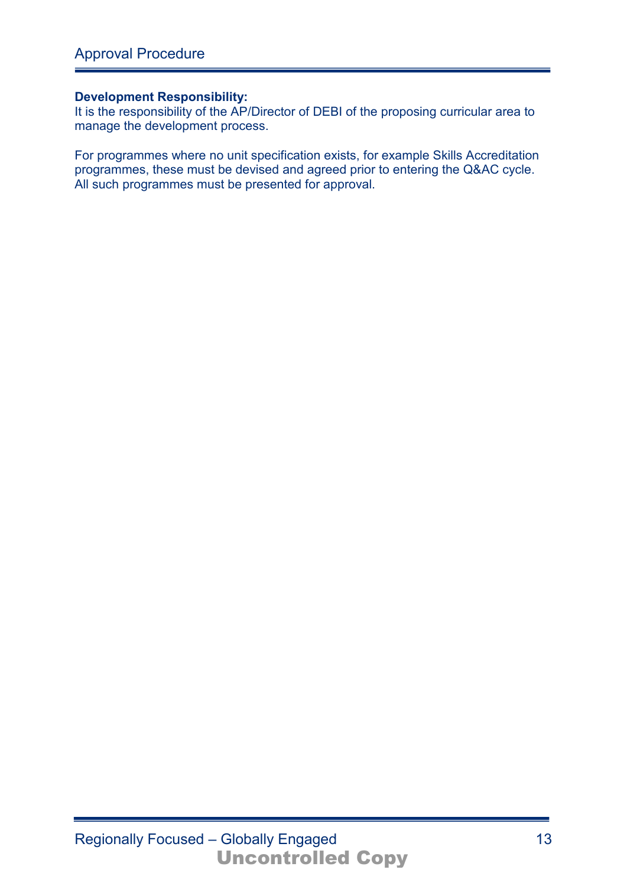**Development Responsibility:**
It is the responsibility of the AP/Director of DEBI of the proposing curricular area to manage the development process.

For programmes where no unit specification exists, for example Skills Accreditation programmes, these must be devised and agreed prior to entering the Q&AC cycle. All such programmes must be presented for approval.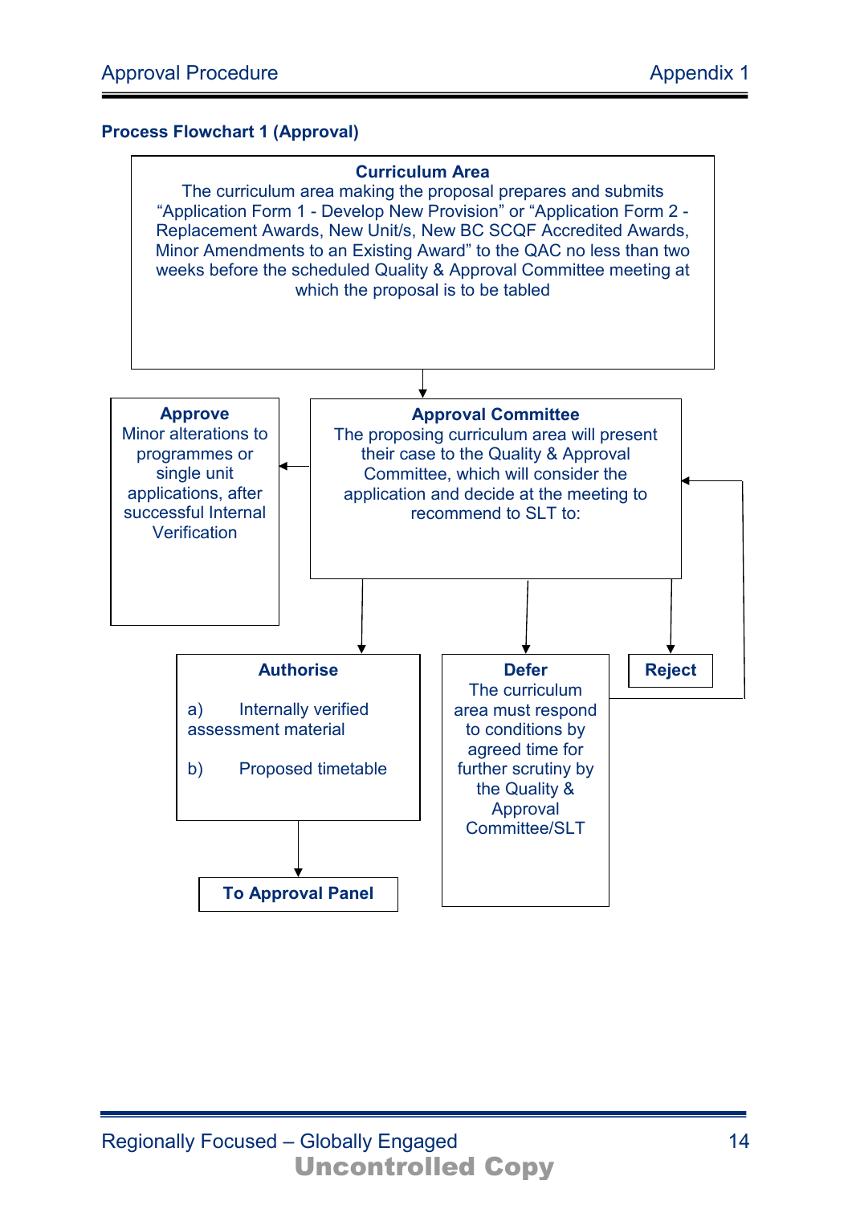### Process Flowchart 1 (Approval)

**Curriculum Area**
The curriculum area making the proposal prepares and submits "Application Form 1 - Develop New Provision" or "Application Form 2 - Replacement Awards, New Unit/s, New BC SCQF Accredited Awards, Minor Amendments to an Existing Award" to the QAC no less than two weeks before the scheduled Quality & Approval Committee meeting at which the proposal is to be tabled

↓

**Approval Committee**
The proposing curriculum area will present their case to the Quality & Approval Committee, which will consider the application and decide at the meeting to recommend to SLT to:

← **Approve**
Minor alterations to programmes or single unit applications, after successful Internal Verification

↓

**Authorise**

a) Internally verified assessment material

b) Proposed timetable

↓ **To Approval Panel**

**Defer**
The curriculum area must respond to conditions by agreed time for further scrutiny by the Quality & Approval Committee/SLT

(→ returns to Approval Committee)

**Reject**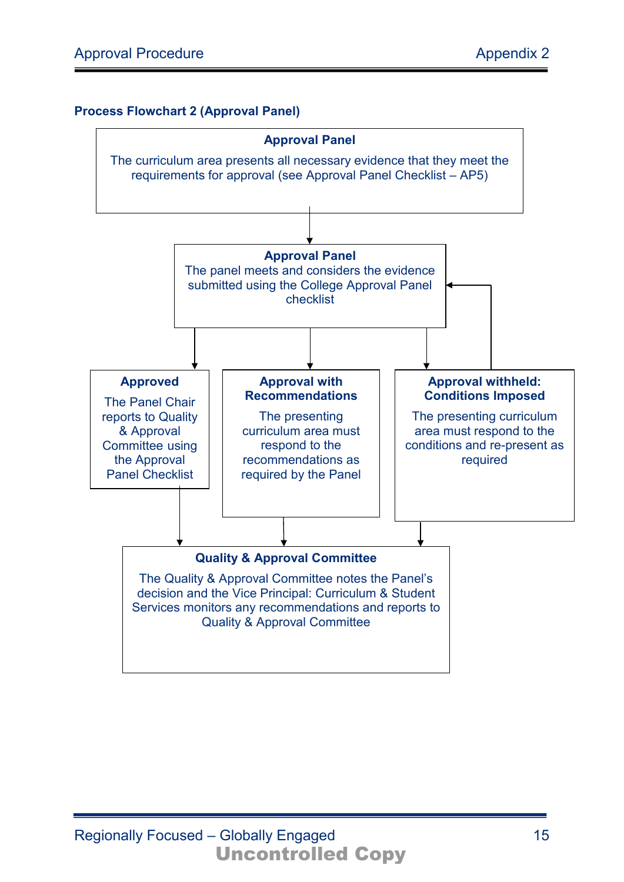### Process Flowchart 2 (Approval Panel)

**Approval Panel**

The curriculum area presents all necessary evidence that they meet the requirements for approval (see Approval Panel Checklist – AP5)

↓

**Approval Panel**

The panel meets and considers the evidence submitted using the College Approval Panel checklist

↓

**Approved**

The Panel Chair reports to Quality & Approval Committee using the Approval Panel Checklist

**Approval with Recommendations**

The presenting curriculum area must respond to the recommendations as required by the Panel

**Approval withheld: Conditions Imposed**

The presenting curriculum area must respond to the conditions and re-present as required (returns to Approval Panel)

↓

**Quality & Approval Committee**

The Quality & Approval Committee notes the Panel's decision and the Vice Principal: Curriculum & Student Services monitors any recommendations and reports to Quality & Approval Committee

Uncontrolled Copy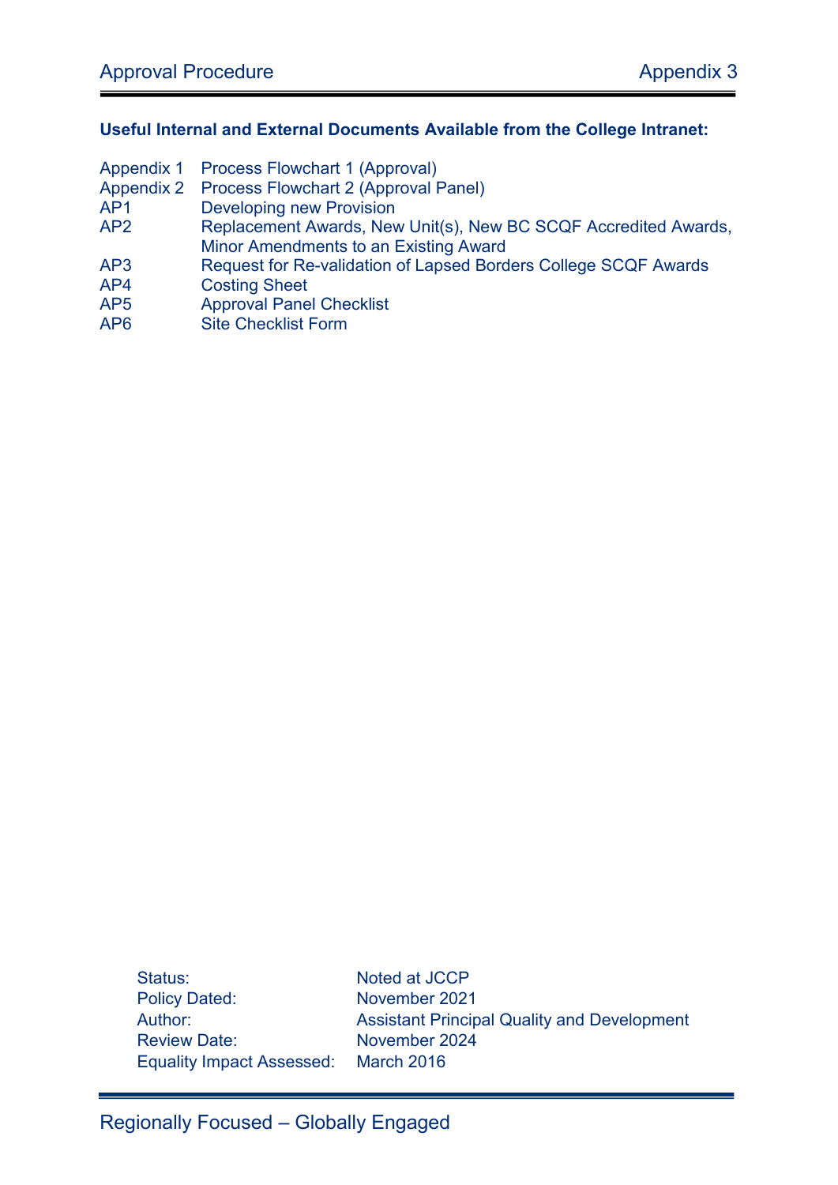**Useful Internal and External Documents Available from the College Intranet:**

| | |
|---|---|
| Appendix 1 | Process Flowchart 1 (Approval) |
| Appendix 2 | Process Flowchart 2 (Approval Panel) |
| AP1 | Developing new Provision |
| AP2 | Replacement Awards, New Unit(s), New BC SCQF Accredited Awards, Minor Amendments to an Existing Award |
| AP3 | Request for Re-validation of Lapsed Borders College SCQF Awards |
| AP4 | Costing Sheet |
| AP5 | Approval Panel Checklist |
| AP6 | Site Checklist Form |

| | |
|---|---|
| Status: | Noted at JCCP |
| Policy Dated: | November 2021 |
| Author: | Assistant Principal Quality and Development |
| Review Date: | November 2024 |
| Equality Impact Assessed: | March 2016 |